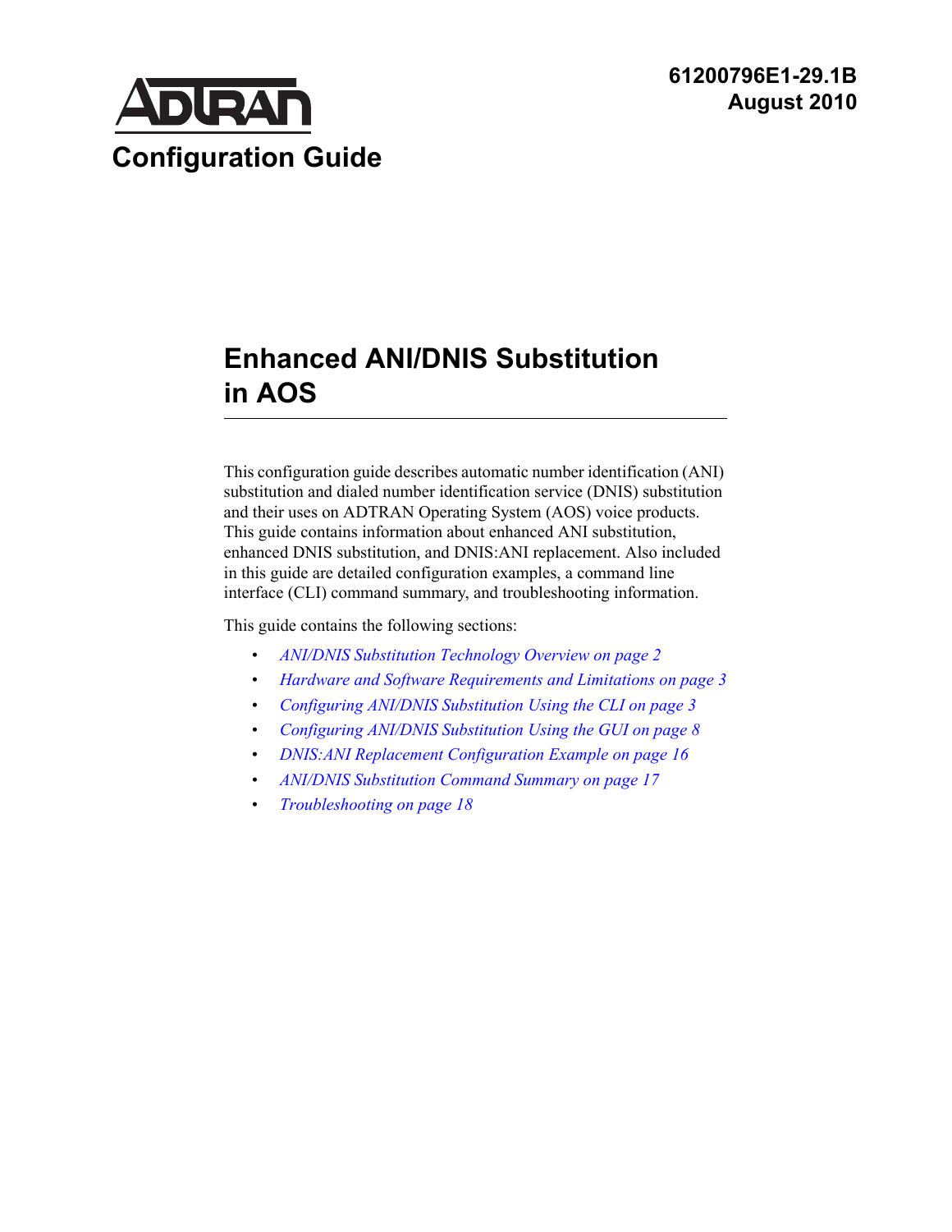61200796E1-29.1B
August 2010

ADTRAN

Configuration Guide

# Enhanced ANI/DNIS Substitution in AOS

This configuration guide describes automatic number identification (ANI) substitution and dialed number identification service (DNIS) substitution and their uses on ADTRAN Operating System (AOS) voice products. This guide contains information about enhanced ANI substitution, enhanced DNIS substitution, and DNIS:ANI replacement. Also included in this guide are detailed configuration examples, a command line interface (CLI) command summary, and troubleshooting information.

This guide contains the following sections:

- *ANI/DNIS Substitution Technology Overview on page 2*
- *Hardware and Software Requirements and Limitations on page 3*
- *Configuring ANI/DNIS Substitution Using the CLI on page 3*
- *Configuring ANI/DNIS Substitution Using the GUI on page 8*
- *DNIS:ANI Replacement Configuration Example on page 16*
- *ANI/DNIS Substitution Command Summary on page 17*
- *Troubleshooting on page 18*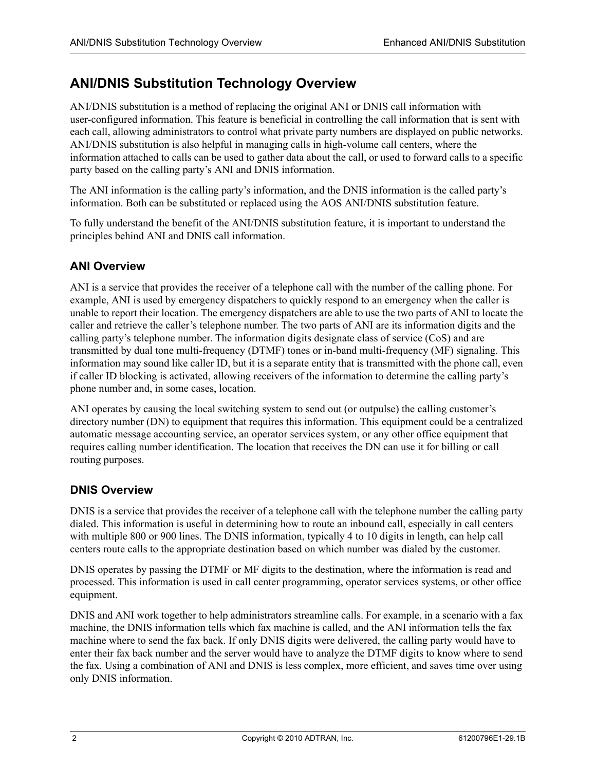## ANI/DNIS Substitution Technology Overview

ANI/DNIS substitution is a method of replacing the original ANI or DNIS call information with user-configured information. This feature is beneficial in controlling the call information that is sent with each call, allowing administrators to control what private party numbers are displayed on public networks. ANI/DNIS substitution is also helpful in managing calls in high-volume call centers, where the information attached to calls can be used to gather data about the call, or used to forward calls to a specific party based on the calling party's ANI and DNIS information.

The ANI information is the calling party's information, and the DNIS information is the called party's information. Both can be substituted or replaced using the AOS ANI/DNIS substitution feature.

To fully understand the benefit of the ANI/DNIS substitution feature, it is important to understand the principles behind ANI and DNIS call information.

### ANI Overview

ANI is a service that provides the receiver of a telephone call with the number of the calling phone. For example, ANI is used by emergency dispatchers to quickly respond to an emergency when the caller is unable to report their location. The emergency dispatchers are able to use the two parts of ANI to locate the caller and retrieve the caller's telephone number. The two parts of ANI are its information digits and the calling party's telephone number. The information digits designate class of service (CoS) and are transmitted by dual tone multi-frequency (DTMF) tones or in-band multi-frequency (MF) signaling. This information may sound like caller ID, but it is a separate entity that is transmitted with the phone call, even if caller ID blocking is activated, allowing receivers of the information to determine the calling party's phone number and, in some cases, location.

ANI operates by causing the local switching system to send out (or outpulse) the calling customer's directory number (DN) to equipment that requires this information. This equipment could be a centralized automatic message accounting service, an operator services system, or any other office equipment that requires calling number identification. The location that receives the DN can use it for billing or call routing purposes.

### DNIS Overview

DNIS is a service that provides the receiver of a telephone call with the telephone number the calling party dialed. This information is useful in determining how to route an inbound call, especially in call centers with multiple 800 or 900 lines. The DNIS information, typically 4 to 10 digits in length, can help call centers route calls to the appropriate destination based on which number was dialed by the customer.

DNIS operates by passing the DTMF or MF digits to the destination, where the information is read and processed. This information is used in call center programming, operator services systems, or other office equipment.

DNIS and ANI work together to help administrators streamline calls. For example, in a scenario with a fax machine, the DNIS information tells which fax machine is called, and the ANI information tells the fax machine where to send the fax back. If only DNIS digits were delivered, the calling party would have to enter their fax back number and the server would have to analyze the DTMF digits to know where to send the fax. Using a combination of ANI and DNIS is less complex, more efficient, and saves time over using only DNIS information.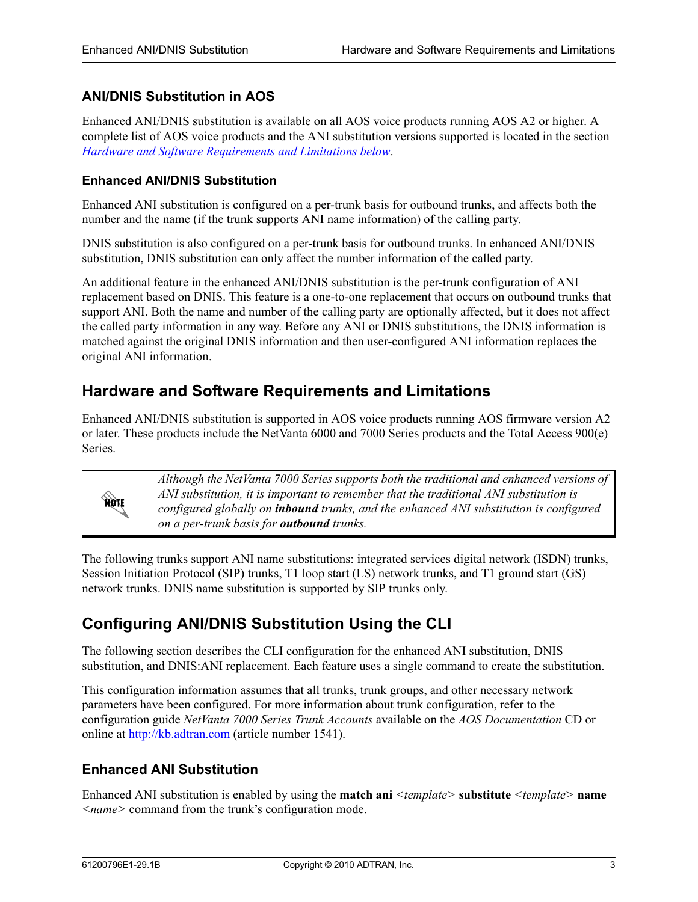## ANI/DNIS Substitution in AOS

Enhanced ANI/DNIS substitution is available on all AOS voice products running AOS A2 or higher. A complete list of AOS voice products and the ANI substitution versions supported is located in the section *Hardware and Software Requirements and Limitations below*.

### Enhanced ANI/DNIS Substitution

Enhanced ANI substitution is configured on a per-trunk basis for outbound trunks, and affects both the number and the name (if the trunk supports ANI name information) of the calling party.

DNIS substitution is also configured on a per-trunk basis for outbound trunks. In enhanced ANI/DNIS substitution, DNIS substitution can only affect the number information of the called party.

An additional feature in the enhanced ANI/DNIS substitution is the per-trunk configuration of ANI replacement based on DNIS. This feature is a one-to-one replacement that occurs on outbound trunks that support ANI. Both the name and number of the calling party are optionally affected, but it does not affect the called party information in any way. Before any ANI or DNIS substitutions, the DNIS information is matched against the original DNIS information and then user-configured ANI information replaces the original ANI information.

## Hardware and Software Requirements and Limitations

Enhanced ANI/DNIS substitution is supported in AOS voice products running AOS firmware version A2 or later. These products include the NetVanta 6000 and 7000 Series products and the Total Access 900(e) Series.

> NOTE: *Although the NetVanta 7000 Series supports both the traditional and enhanced versions of ANI substitution, it is important to remember that the traditional ANI substitution is configured globally on **inbound** trunks, and the enhanced ANI substitution is configured on a per-trunk basis for **outbound** trunks.*

The following trunks support ANI name substitutions: integrated services digital network (ISDN) trunks, Session Initiation Protocol (SIP) trunks, T1 loop start (LS) network trunks, and T1 ground start (GS) network trunks. DNIS name substitution is supported by SIP trunks only.

## Configuring ANI/DNIS Substitution Using the CLI

The following section describes the CLI configuration for the enhanced ANI substitution, DNIS substitution, and DNIS:ANI replacement. Each feature uses a single command to create the substitution.

This configuration information assumes that all trunks, trunk groups, and other necessary network parameters have been configured. For more information about trunk configuration, refer to the configuration guide *NetVanta 7000 Series Trunk Accounts* available on the *AOS Documentation* CD or online at http://kb.adtran.com (article number 1541).

### Enhanced ANI Substitution

Enhanced ANI substitution is enabled by using the **match ani** *<template>* **substitute** *<template>* **name** *<name>* command from the trunk's configuration mode.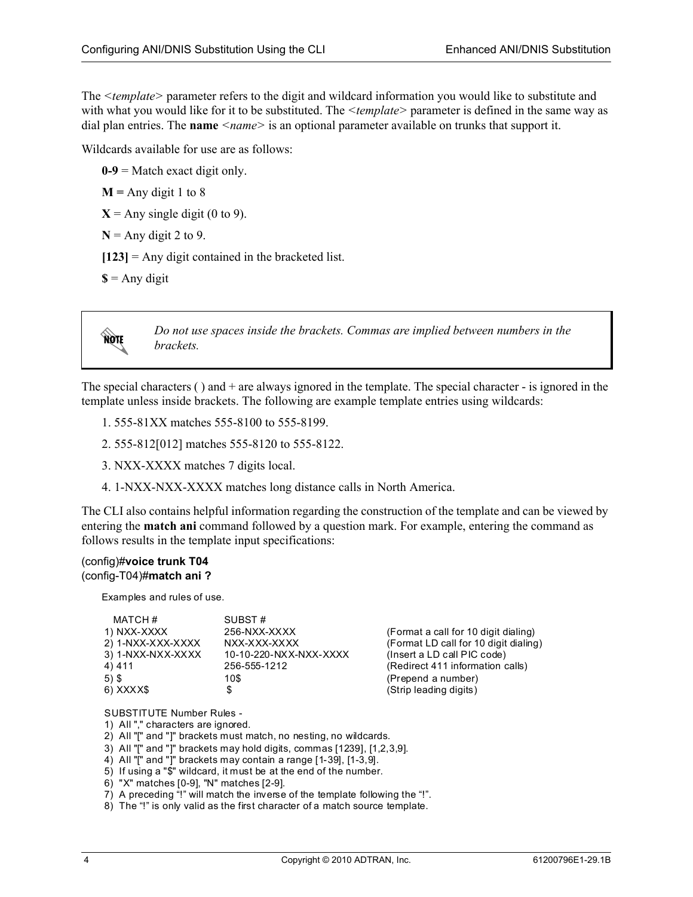The *<template>* parameter refers to the digit and wildcard information you would like to substitute and with what you would like for it to be substituted. The *<template>* parameter is defined in the same way as dial plan entries. The **name** *<name>* is an optional parameter available on trunks that support it.

Wildcards available for use are as follows:

**0-9** = Match exact digit only.

**M =** Any digit 1 to 8

**X** = Any single digit (0 to 9).

**N** = Any digit 2 to 9.

**[123]** = Any digit contained in the bracketed list.

**$** = Any digit

> **NOTE:** *Do not use spaces inside the brackets. Commas are implied between numbers in the brackets.*

The special characters ( ) and + are always ignored in the template. The special character - is ignored in the template unless inside brackets. The following are example template entries using wildcards:

1. 555-81XX matches 555-8100 to 555-8199.
2. 555-812[012] matches 555-8120 to 555-8122.
3. NXX-XXXX matches 7 digits local.
4. 1-NXX-NXX-XXXX matches long distance calls in North America.

The CLI also contains helpful information regarding the construction of the template and can be viewed by entering the **match ani** command followed by a question mark. For example, entering the command as follows results in the template input specifications:

```
(config)#voice trunk T04
(config-T04)#match ani ?

    Examples and rules of use.

      MATCH #              SUBST #
     1) NXX-XXXX           256-NXX-XXXX              (Format a call for 10 digit dialing)
     2) 1-NXX-XXX-XXXX     NXX-XXX-XXXX              (Format LD call for 10 digit dialing)
     3) 1-NXX-NXX-XXXX     10-10-220-NXX-NXX-XXXX    (Insert a LD call PIC code)
     4) 411                256-555-1212              (Redirect 411 information calls)
     5) $                  10$                       (Prepend a number)
     6) XXXX$               $                        (Strip leading digits)

    SUBSTITUTE Number Rules -
    1)  All "," characters are ignored.
    2)  All "[" and "]" brackets must match, no nesting, no wildcards.
    3)  All "[" and "]" brackets may hold digits, commas [1239], [1,2,3,9].
    4)  All "[" and "]" brackets may contain a range [1-39], [1-3,9].
    5)  If using a "$" wildcard, it must be at the end of the number.
    6)  "X" matches [0-9], "N" matches [2-9].
    7)  A preceding "!" will match the inverse of the template following the "!".
    8)  The "!" is only valid as the first character of a match source template.
```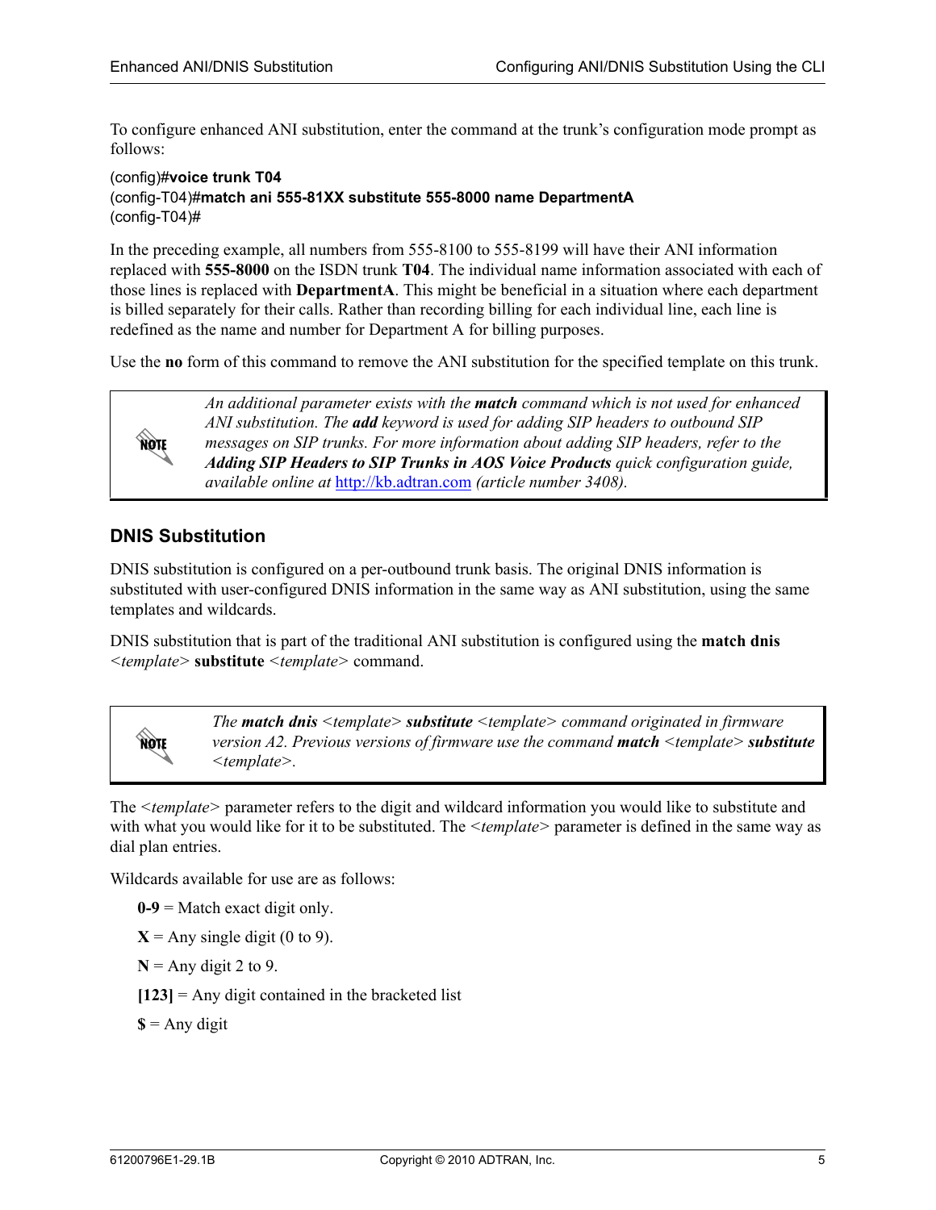To configure enhanced ANI substitution, enter the command at the trunk's configuration mode prompt as follows:

```
(config)#voice trunk T04
(config-T04)#match ani 555-81XX substitute 555-8000 name DepartmentA
(config-T04)#
```

In the preceding example, all numbers from 555-8100 to 555-8199 will have their ANI information replaced with **555-8000** on the ISDN trunk **T04**. The individual name information associated with each of those lines is replaced with **DepartmentA**. This might be beneficial in a situation where each department is billed separately for their calls. Rather than recording billing for each individual line, each line is redefined as the name and number for Department A for billing purposes.

Use the **no** form of this command to remove the ANI substitution for the specified template on this trunk.

> **NOTE:** *An additional parameter exists with the **match** command which is not used for enhanced ANI substitution. The **add** keyword is used for adding SIP headers to outbound SIP messages on SIP trunks. For more information about adding SIP headers, refer to the **Adding SIP Headers to SIP Trunks in AOS Voice Products** quick configuration guide, available online at [http://kb.adtran.com](http://kb.adtran.com) (article number 3408).*

### DNIS Substitution

DNIS substitution is configured on a per-outbound trunk basis. The original DNIS information is substituted with user-configured DNIS information in the same way as ANI substitution, using the same templates and wildcards.

DNIS substitution that is part of the traditional ANI substitution is configured using the **match dnis** *<template>* **substitute** *<template>* command.

> **NOTE:** *The **match dnis** <template> **substitute** <template> command originated in firmware version A2. Previous versions of firmware use the command **match** <template> **substitute** <template>.*

The *<template>* parameter refers to the digit and wildcard information you would like to substitute and with what you would like for it to be substituted. The *<template>* parameter is defined in the same way as dial plan entries.

Wildcards available for use are as follows:

- **0-9** = Match exact digit only.
- **X** = Any single digit (0 to 9).
- **N** = Any digit 2 to 9.
- **[123]** = Any digit contained in the bracketed list
- **$** = Any digit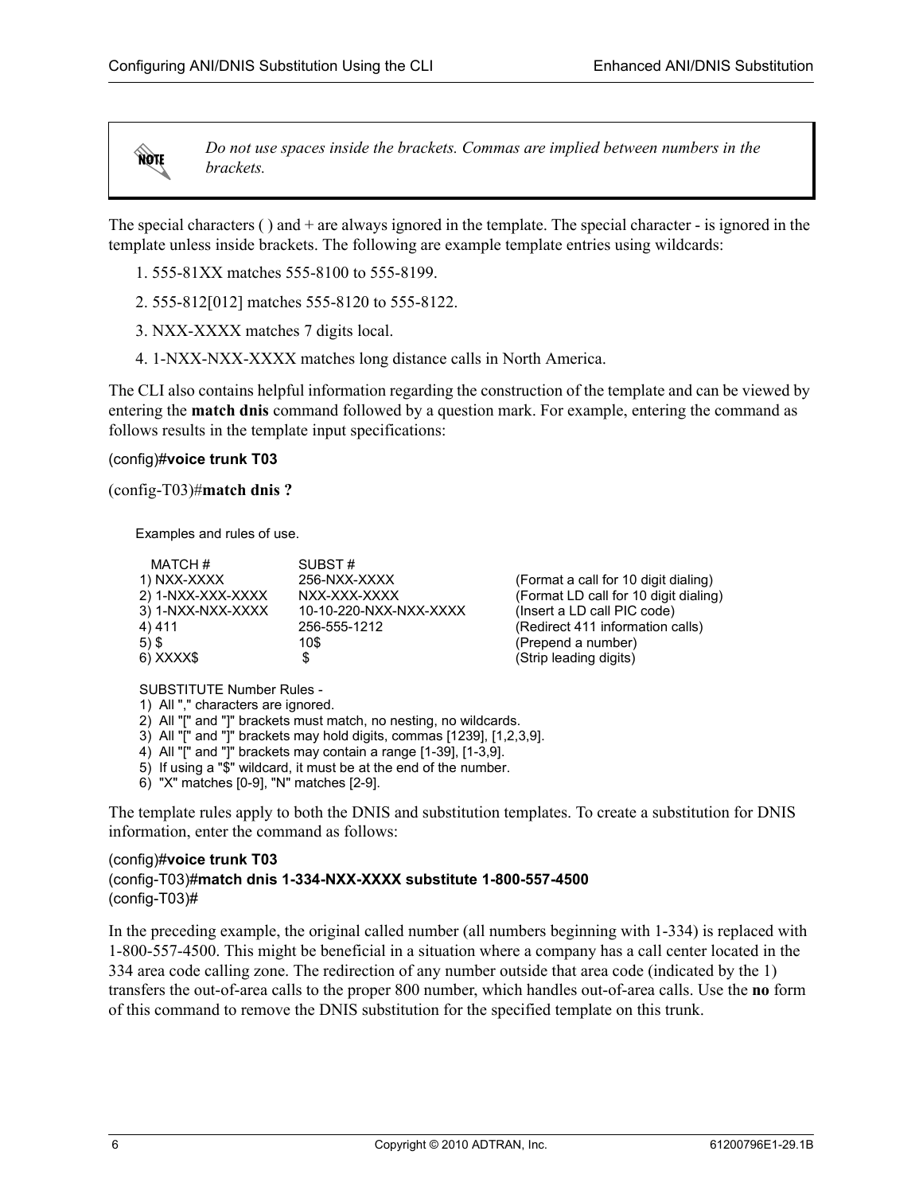> **NOTE:** *Do not use spaces inside the brackets. Commas are implied between numbers in the brackets.*

The special characters ( ) and + are always ignored in the template. The special character - is ignored in the template unless inside brackets. The following are example template entries using wildcards:

1. 555-81XX matches 555-8100 to 555-8199.
2. 555-812[012] matches 555-8120 to 555-8122.
3. NXX-XXXX matches 7 digits local.
4. 1-NXX-NXX-XXXX matches long distance calls in North America.

The CLI also contains helpful information regarding the construction of the template and can be viewed by entering the **match dnis** command followed by a question mark. For example, entering the command as follows results in the template input specifications:

(config)#**voice trunk T03**

(config-T03)#**match dnis ?**

```
Examples and rules of use.

  MATCH #               SUBST #
 1) NXX-XXXX            256-NXX-XXXX                (Format a call for 10 digit dialing)
 2) 1-NXX-XXX-XXXX      NXX-XXX-XXXX                (Format LD call for 10 digit dialing)
 3) 1-NXX-NXX-XXXX      10-10-220-NXX-NXX-XXXX      (Insert a LD call PIC code)
 4) 411                 256-555-1212                (Redirect 411 information calls)
 5) $                   10$                         (Prepend a number)
 6) XXXX$                $                          (Strip leading digits)

 SUBSTITUTE Number Rules -
 1)  All "," characters are ignored.
 2)  All "[" and "]" brackets must match, no nesting, no wildcards.
 3)  All "[" and "]" brackets may hold digits, commas [1239], [1,2,3,9].
 4)  All "[" and "]" brackets may contain a range [1-39], [1-3,9].
 5)  If using a "$" wildcard, it must be at the end of the number.
 6)  "X" matches [0-9], "N" matches [2-9].
```

The template rules apply to both the DNIS and substitution templates. To create a substitution for DNIS information, enter the command as follows:

(config)#**voice trunk T03**
(config-T03)#**match dnis 1-334-NXX-XXXX substitute 1-800-557-4500**
(config-T03)#

In the preceding example, the original called number (all numbers beginning with 1-334) is replaced with 1-800-557-4500. This might be beneficial in a situation where a company has a call center located in the 334 area code calling zone. The redirection of any number outside that area code (indicated by the 1) transfers the out-of-area calls to the proper 800 number, which handles out-of-area calls. Use the **no** form of this command to remove the DNIS substitution for the specified template on this trunk.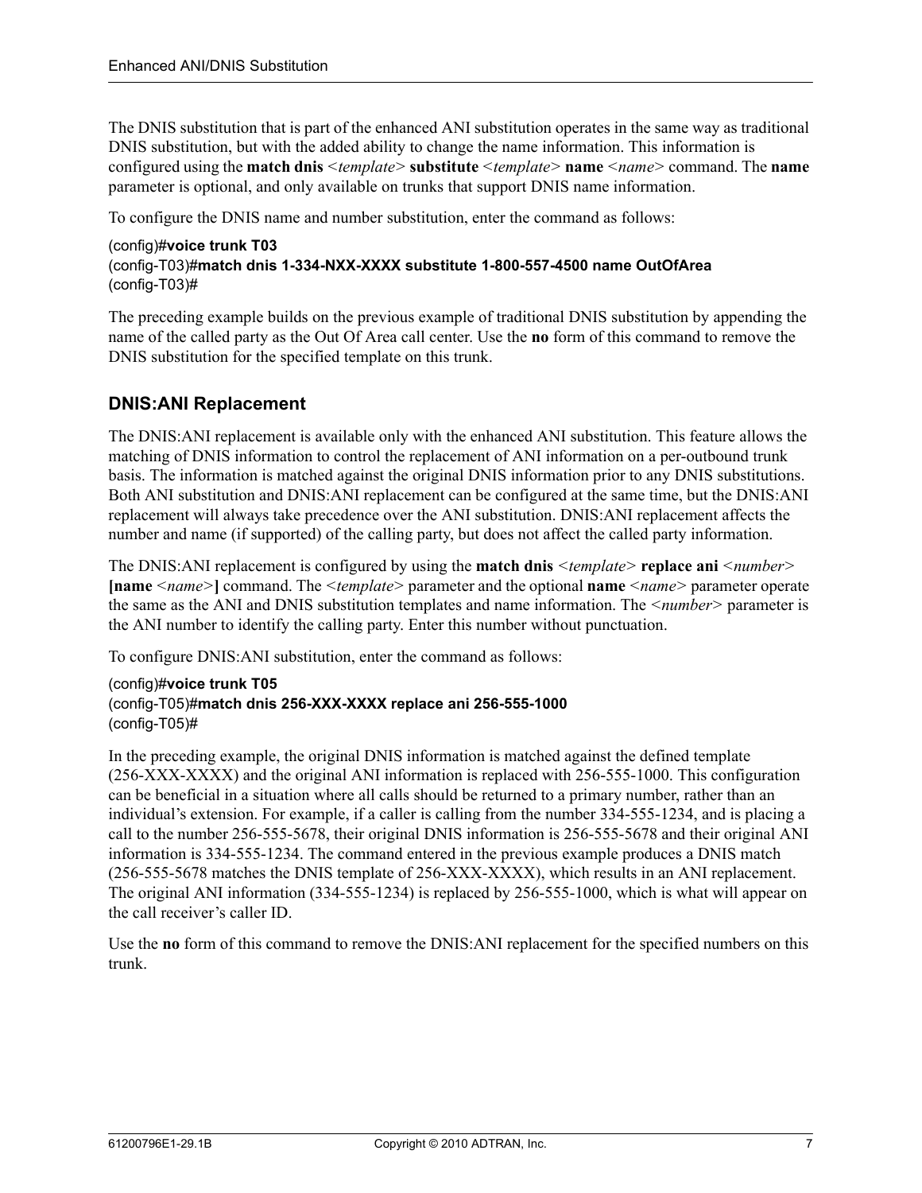The DNIS substitution that is part of the enhanced ANI substitution operates in the same way as traditional DNIS substitution, but with the added ability to change the name information. This information is configured using the **match dnis** <*template*> **substitute** <*template*> **name** <*name*> command. The **name** parameter is optional, and only available on trunks that support DNIS name information.

To configure the DNIS name and number substitution, enter the command as follows:

```
(config)#voice trunk T03
(config-T03)#match dnis 1-334-NXX-XXXX substitute 1-800-557-4500 name OutOfArea
(config-T03)#
```

The preceding example builds on the previous example of traditional DNIS substitution by appending the name of the called party as the Out Of Area call center. Use the **no** form of this command to remove the DNIS substitution for the specified template on this trunk.

## DNIS:ANI Replacement

The DNIS:ANI replacement is available only with the enhanced ANI substitution. This feature allows the matching of DNIS information to control the replacement of ANI information on a per-outbound trunk basis. The information is matched against the original DNIS information prior to any DNIS substitutions. Both ANI substitution and DNIS:ANI replacement can be configured at the same time, but the DNIS:ANI replacement will always take precedence over the ANI substitution. DNIS:ANI replacement affects the number and name (if supported) of the calling party, but does not affect the called party information.

The DNIS:ANI replacement is configured by using the **match dnis** <*template*> **replace ani** <*number*> **[name** <*name*>**]** command. The <*template*> parameter and the optional **name** <*name*> parameter operate the same as the ANI and DNIS substitution templates and name information. The <*number*> parameter is the ANI number to identify the calling party. Enter this number without punctuation.

To configure DNIS:ANI substitution, enter the command as follows:

```
(config)#voice trunk T05
(config-T05)#match dnis 256-XXX-XXXX replace ani 256-555-1000
(config-T05)#
```

In the preceding example, the original DNIS information is matched against the defined template (256-XXX-XXXX) and the original ANI information is replaced with 256-555-1000. This configuration can be beneficial in a situation where all calls should be returned to a primary number, rather than an individual's extension. For example, if a caller is calling from the number 334-555-1234, and is placing a call to the number 256-555-5678, their original DNIS information is 256-555-5678 and their original ANI information is 334-555-1234. The command entered in the previous example produces a DNIS match (256-555-5678 matches the DNIS template of 256-XXX-XXXX), which results in an ANI replacement. The original ANI information (334-555-1234) is replaced by 256-555-1000, which is what will appear on the call receiver's caller ID.

Use the **no** form of this command to remove the DNIS:ANI replacement for the specified numbers on this trunk.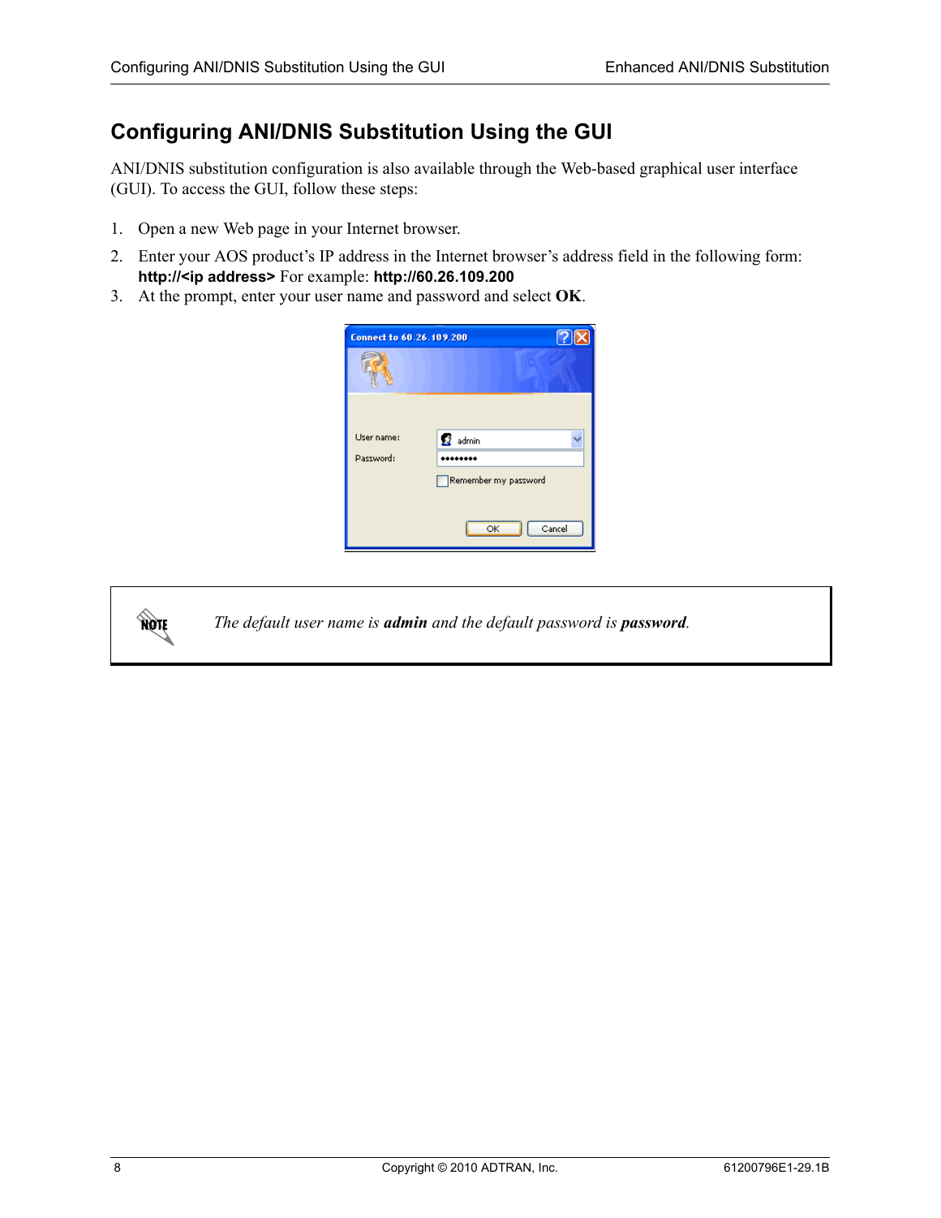## Configuring ANI/DNIS Substitution Using the GUI

ANI/DNIS substitution configuration is also available through the Web-based graphical user interface (GUI). To access the GUI, follow these steps:

1. Open a new Web page in your Internet browser.
2. Enter your AOS product's IP address in the Internet browser's address field in the following form: **http://<ip address>** For example: **http://60.26.109.200**
3. At the prompt, enter your user name and password and select **OK**.

> **NOTE:** *The default user name is **admin** and the default password is **password**.*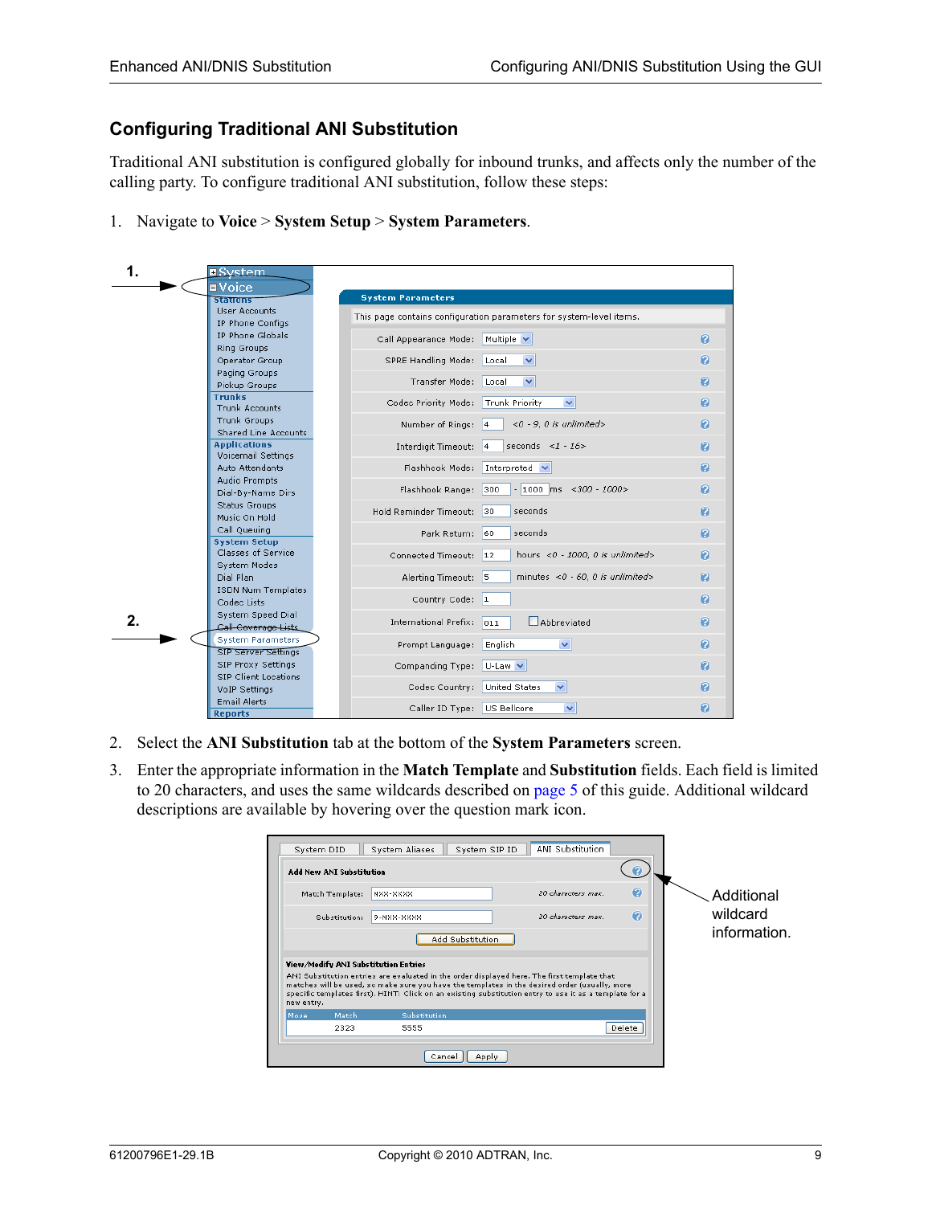## Configuring Traditional ANI Substitution

Traditional ANI substitution is configured globally for inbound trunks, and affects only the number of the calling party. To configure traditional ANI substitution, follow these steps:

1. Navigate to **Voice** > **System Setup** > **System Parameters**.

2. Select the **ANI Substitution** tab at the bottom of the **System Parameters** screen.

3. Enter the appropriate information in the **Match Template** and **Substitution** fields. Each field is limited to 20 characters, and uses the same wildcards described on page 5 of this guide. Additional wildcard descriptions are available by hovering over the question mark icon.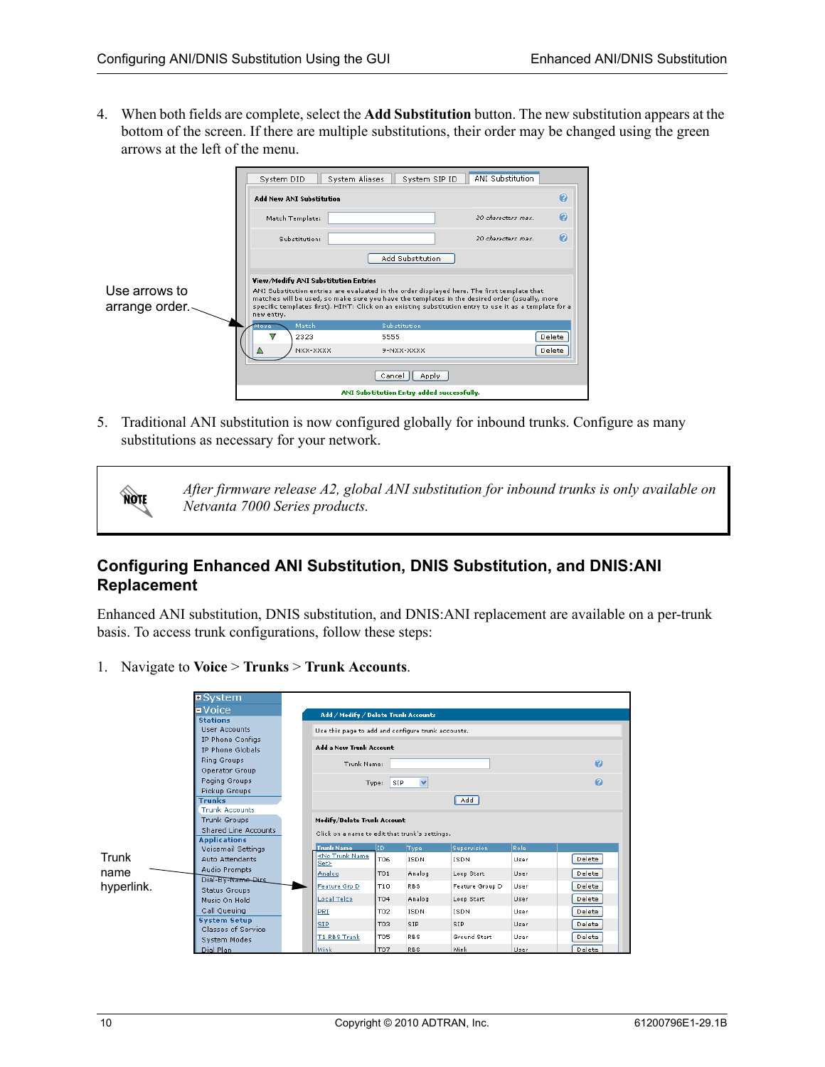4. When both fields are complete, select the **Add Substitution** button. The new substitution appears at the bottom of the screen. If there are multiple substitutions, their order may be changed using the green arrows at the left of the menu.

Use arrows to arrange order.

5. Traditional ANI substitution is now configured globally for inbound trunks. Configure as many substitutions as necessary for your network.

> **NOTE**
>
> *After firmware release A2, global ANI substitution for inbound trunks is only available on Netvanta 7000 Series products.*

## Configuring Enhanced ANI Substitution, DNIS Substitution, and DNIS:ANI Replacement

Enhanced ANI substitution, DNIS substitution, and DNIS:ANI replacement are available on a per-trunk basis. To access trunk configurations, follow these steps:

1. Navigate to **Voice** > **Trunks** > **Trunk Accounts**.

Trunk name hyperlink.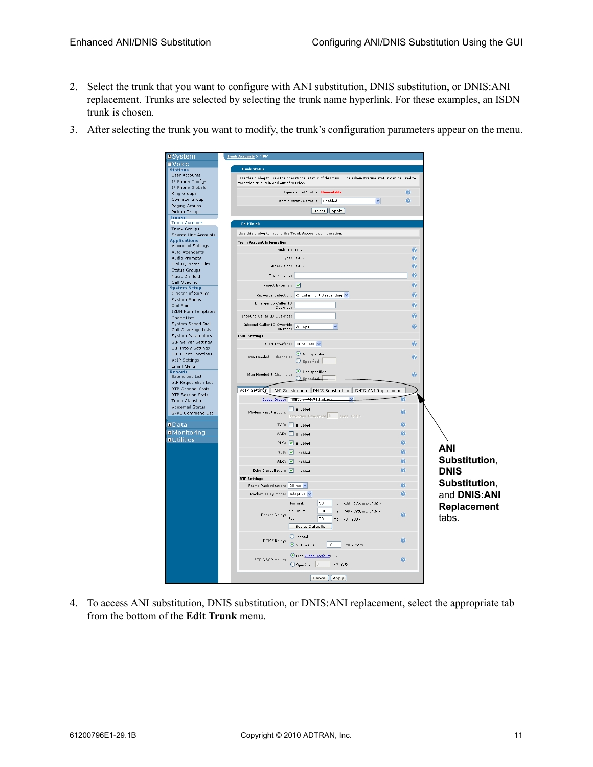2. Select the trunk that you want to configure with ANI substitution, DNIS substitution, or DNIS:ANI replacement. Trunks are selected by selecting the trunk name hyperlink. For these examples, an ISDN trunk is chosen.

3. After selecting the trunk you want to modify, the trunk's configuration parameters appear on the menu.

**ANI Substitution**, **DNIS Substitution**, and **DNIS:ANI Replacement** tabs.

4. To access ANI substitution, DNIS substitution, or DNIS:ANI replacement, select the appropriate tab from the bottom of the **Edit Trunk** menu.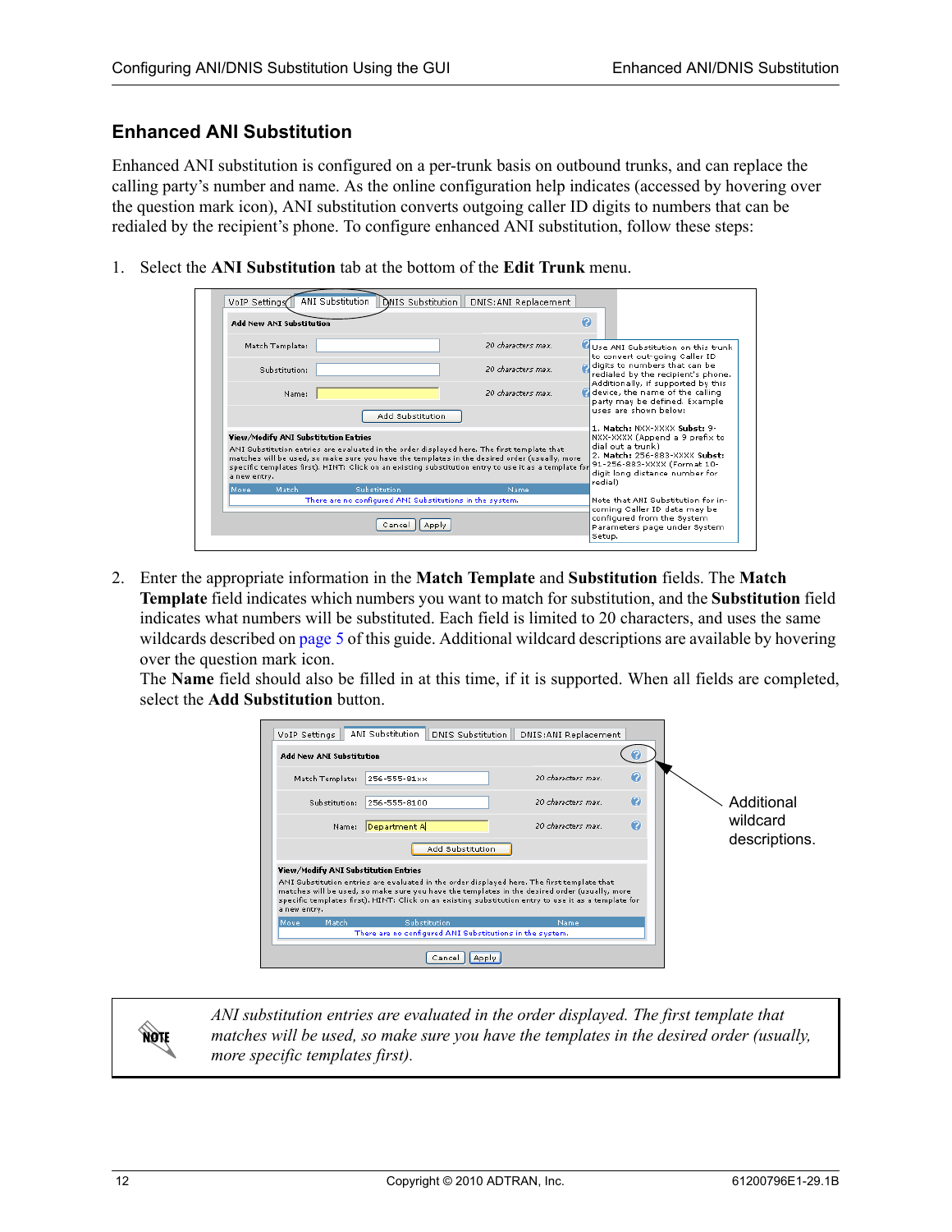## Enhanced ANI Substitution

Enhanced ANI substitution is configured on a per-trunk basis on outbound trunks, and can replace the calling party's number and name. As the online configuration help indicates (accessed by hovering over the question mark icon), ANI substitution converts outgoing caller ID digits to numbers that can be redialed by the recipient's phone. To configure enhanced ANI substitution, follow these steps:

1. Select the **ANI Substitution** tab at the bottom of the **Edit Trunk** menu.

2. Enter the appropriate information in the **Match Template** and **Substitution** fields. The **Match Template** field indicates which numbers you want to match for substitution, and the **Substitution** field indicates what numbers will be substituted. Each field is limited to 20 characters, and uses the same wildcards described on page 5 of this guide. Additional wildcard descriptions are available by hovering over the question mark icon.
   The **Name** field should also be filled in at this time, if it is supported. When all fields are completed, select the **Add Substitution** button.

> **NOTE:** *ANI substitution entries are evaluated in the order displayed. The first template that matches will be used, so make sure you have the templates in the desired order (usually, more specific templates first).*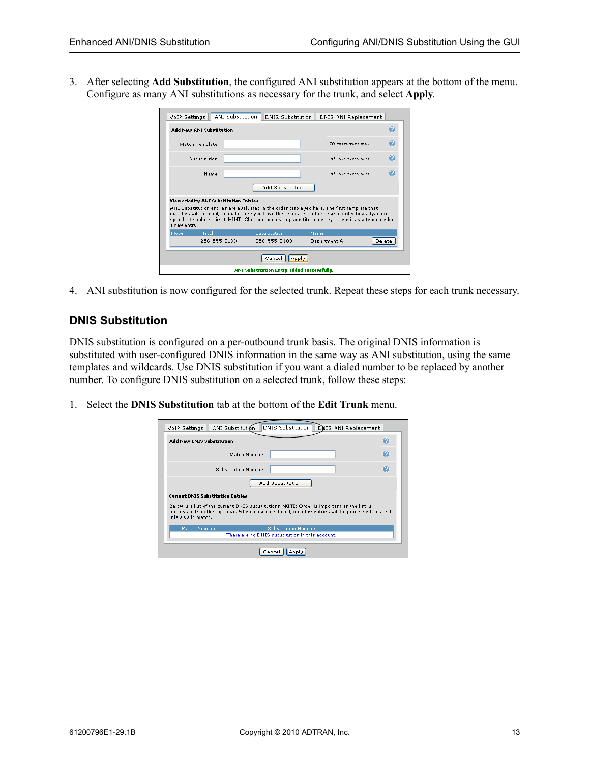3. After selecting **Add Substitution**, the configured ANI substitution appears at the bottom of the menu. Configure as many ANI substitutions as necessary for the trunk, and select **Apply**.

4. ANI substitution is now configured for the selected trunk. Repeat these steps for each trunk necessary.

## DNIS Substitution

DNIS substitution is configured on a per-outbound trunk basis. The original DNIS information is substituted with user-configured DNIS information in the same way as ANI substitution, using the same templates and wildcards. Use DNIS substitution if you want a dialed number to be replaced by another number. To configure DNIS substitution on a selected trunk, follow these steps:

1. Select the **DNIS Substitution** tab at the bottom of the **Edit Trunk** menu.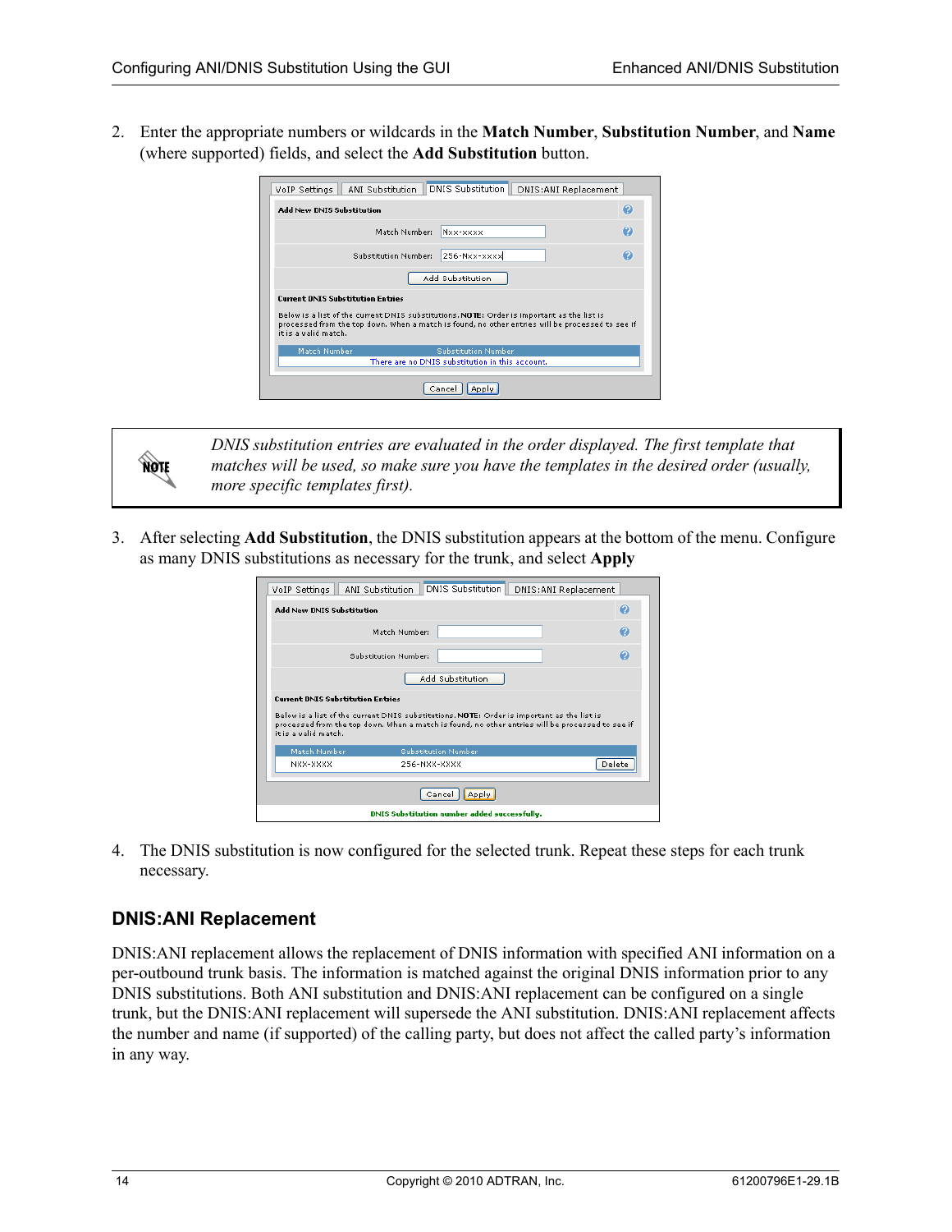2. Enter the appropriate numbers or wildcards in the **Match Number**, **Substitution Number**, and **Name** (where supported) fields, and select the **Add Substitution** button.

> *DNIS substitution entries are evaluated in the order displayed. The first template that matches will be used, so make sure you have the templates in the desired order (usually, more specific templates first).*

3. After selecting **Add Substitution**, the DNIS substitution appears at the bottom of the menu. Configure as many DNIS substitutions as necessary for the trunk, and select **Apply**

4. The DNIS substitution is now configured for the selected trunk. Repeat these steps for each trunk necessary.

## DNIS:ANI Replacement

DNIS:ANI replacement allows the replacement of DNIS information with specified ANI information on a per-outbound trunk basis. The information is matched against the original DNIS information prior to any DNIS substitutions. Both ANI substitution and DNIS:ANI replacement can be configured on a single trunk, but the DNIS:ANI replacement will supersede the ANI substitution. DNIS:ANI replacement affects the number and name (if supported) of the calling party, but does not affect the called party's information in any way.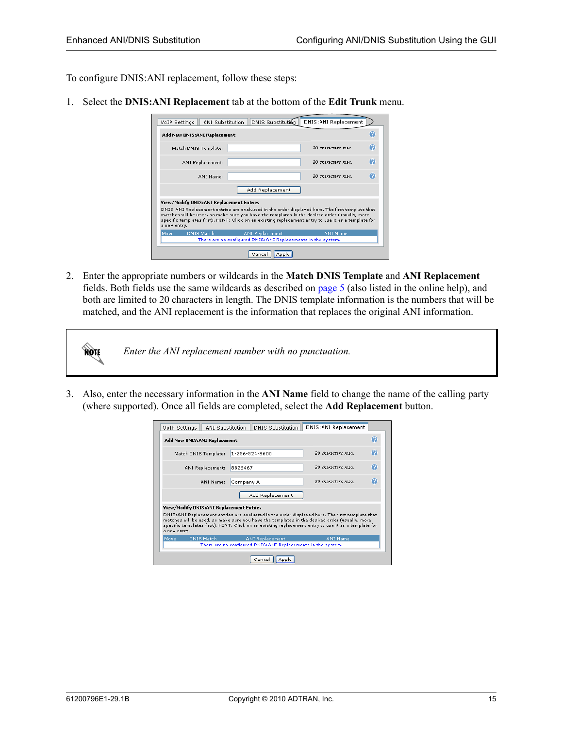To configure DNIS:ANI replacement, follow these steps:

1. Select the **DNIS:ANI Replacement** tab at the bottom of the **Edit Trunk** menu.

2. Enter the appropriate numbers or wildcards in the **Match DNIS Template** and **ANI Replacement** fields. Both fields use the same wildcards as described on page 5 (also listed in the online help), and both are limited to 20 characters in length. The DNIS template information is the numbers that will be matched, and the ANI replacement is the information that replaces the original ANI information.

> **NOTE:** *Enter the ANI replacement number with no punctuation.*

3. Also, enter the necessary information in the **ANI Name** field to change the name of the calling party (where supported). Once all fields are completed, select the **Add Replacement** button.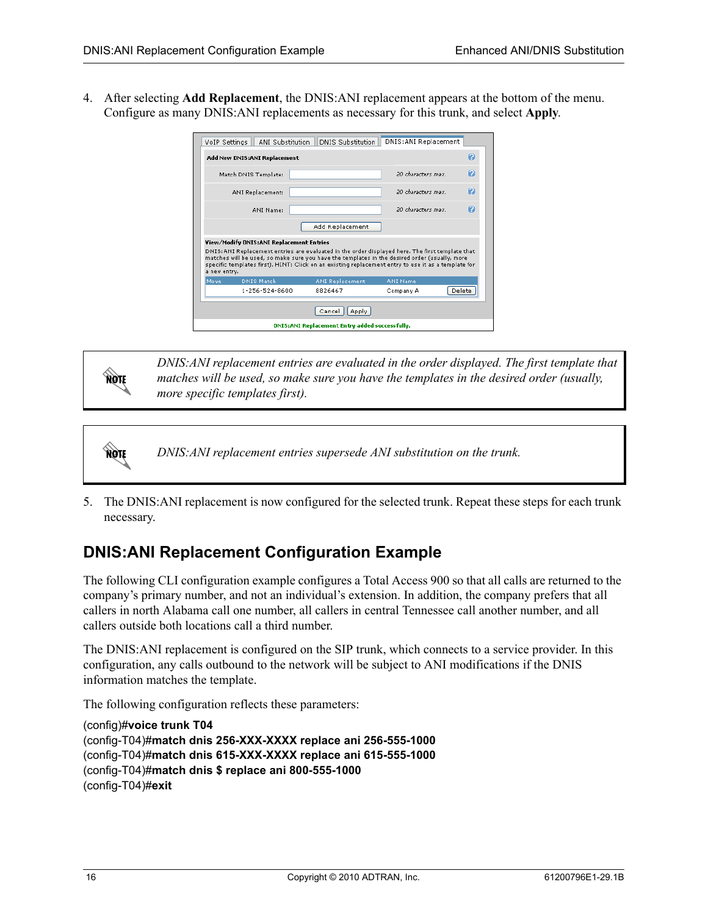4. After selecting **Add Replacement**, the DNIS:ANI replacement appears at the bottom of the menu. Configure as many DNIS:ANI replacements as necessary for this trunk, and select **Apply**.

*DNIS:ANI replacement entries are evaluated in the order displayed. The first template that matches will be used, so make sure you have the templates in the desired order (usually, more specific templates first).*

*DNIS:ANI replacement entries supersede ANI substitution on the trunk.*

5. The DNIS:ANI replacement is now configured for the selected trunk. Repeat these steps for each trunk necessary.

## DNIS:ANI Replacement Configuration Example

The following CLI configuration example configures a Total Access 900 so that all calls are returned to the company's primary number, and not an individual's extension. In addition, the company prefers that all callers in north Alabama call one number, all callers in central Tennessee call another number, and all callers outside both locations call a third number.

The DNIS:ANI replacement is configured on the SIP trunk, which connects to a service provider. In this configuration, any calls outbound to the network will be subject to ANI modifications if the DNIS information matches the template.

The following configuration reflects these parameters:

```
(config)#voice trunk T04
(config-T04)#match dnis 256-XXX-XXXX replace ani 256-555-1000
(config-T04)#match dnis 615-XXX-XXXX replace ani 615-555-1000
(config-T04)#match dnis $ replace ani 800-555-1000
(config-T04)#exit
```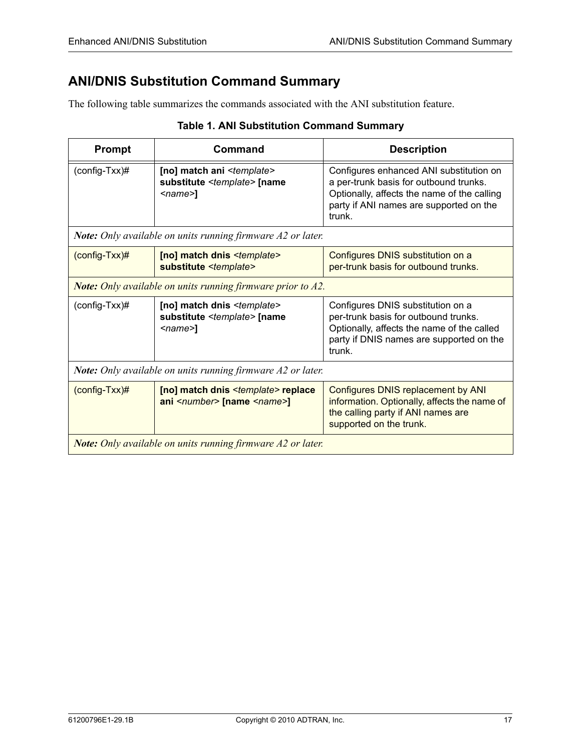## ANI/DNIS Substitution Command Summary

The following table summarizes the commands associated with the ANI substitution feature.

**Table 1. ANI Substitution Command Summary**

| Prompt | Command | Description |
|---|---|---|
| (config-Txx)# | **[no] match ani** *<template>* **substitute** *<template>* **[name** *<name>***]** | Configures enhanced ANI substitution on a per-trunk basis for outbound trunks. Optionally, affects the name of the calling party if ANI names are supported on the trunk. |
| ***Note:*** *Only available on units running firmware A2 or later.* | | |
| (config-Txx)# | **[no] match dnis** *<template>* **substitute** *<template>* | Configures DNIS substitution on a per-trunk basis for outbound trunks. |
| ***Note:*** *Only available on units running firmware prior to A2.* | | |
| (config-Txx)# | **[no] match dnis** *<template>* **substitute** *<template>* **[name** *<name>***]** | Configures DNIS substitution on a per-trunk basis for outbound trunks. Optionally, affects the name of the called party if DNIS names are supported on the trunk. |
| ***Note:*** *Only available on units running firmware A2 or later.* | | |
| (config-Txx)# | **[no] match dnis** *<template>* **replace ani** *<number>* **[name** *<name>***]** | Configures DNIS replacement by ANI information. Optionally, affects the name of the calling party if ANI names are supported on the trunk. |
| ***Note:*** *Only available on units running firmware A2 or later.* | | |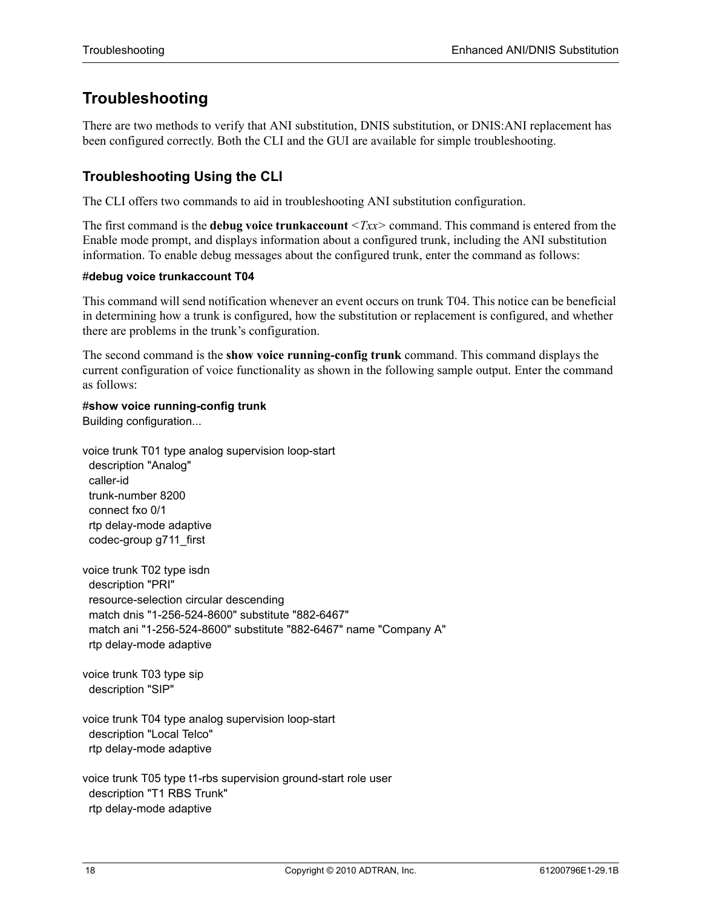## Troubleshooting

There are two methods to verify that ANI substitution, DNIS substitution, or DNIS:ANI replacement has been configured correctly. Both the CLI and the GUI are available for simple troubleshooting.

### Troubleshooting Using the CLI

The CLI offers two commands to aid in troubleshooting ANI substitution configuration.

The first command is the **debug voice trunkaccount** <*Txx*> command. This command is entered from the Enable mode prompt, and displays information about a configured trunk, including the ANI substitution information. To enable debug messages about the configured trunk, enter the command as follows:

```
#debug voice trunkaccount T04
```

This command will send notification whenever an event occurs on trunk T04. This notice can be beneficial in determining how a trunk is configured, how the substitution or replacement is configured, and whether there are problems in the trunk's configuration.

The second command is the **show voice running-config trunk** command. This command displays the current configuration of voice functionality as shown in the following sample output. Enter the command as follows:

```
#show voice running-config trunk
Building configuration...

voice trunk T01 type analog supervision loop-start
  description "Analog"
  caller-id
  trunk-number 8200
  connect fxo 0/1
  rtp delay-mode adaptive
  codec-group g711_first

voice trunk T02 type isdn
  description "PRI"
  resource-selection circular descending
  match dnis "1-256-524-8600" substitute "882-6467"
  match ani "1-256-524-8600" substitute "882-6467" name "Company A"
  rtp delay-mode adaptive

voice trunk T03 type sip
  description "SIP"

voice trunk T04 type analog supervision loop-start
  description "Local Telco"
  rtp delay-mode adaptive

voice trunk T05 type t1-rbs supervision ground-start role user
  description "T1 RBS Trunk"
  rtp delay-mode adaptive
```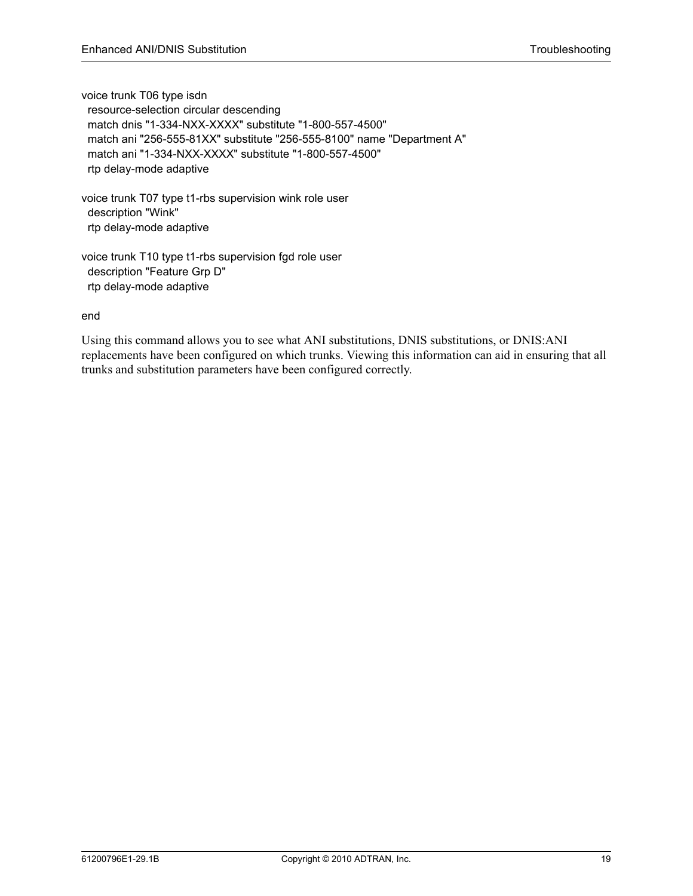```
voice trunk T06 type isdn
  resource-selection circular descending
  match dnis "1-334-NXX-XXXX" substitute "1-800-557-4500"
  match ani "256-555-81XX" substitute "256-555-8100" name "Department A"
  match ani "1-334-NXX-XXXX" substitute "1-800-557-4500"
  rtp delay-mode adaptive

voice trunk T07 type t1-rbs supervision wink role user
  description "Wink"
  rtp delay-mode adaptive

voice trunk T10 type t1-rbs supervision fgd role user
  description "Feature Grp D"
  rtp delay-mode adaptive

end
```

Using this command allows you to see what ANI substitutions, DNIS substitutions, or DNIS:ANI replacements have been configured on which trunks. Viewing this information can aid in ensuring that all trunks and substitution parameters have been configured correctly.